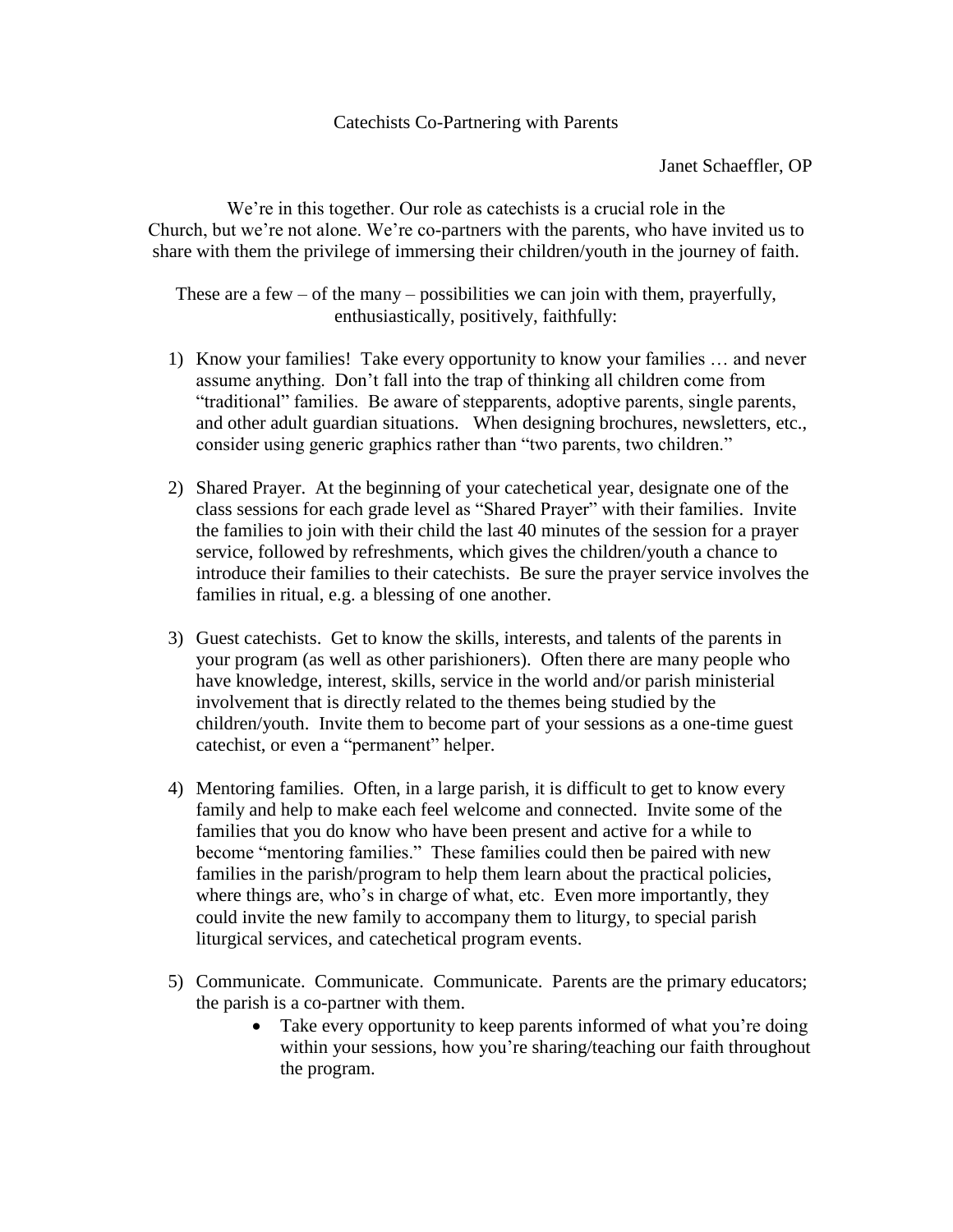# Catechists Co-Partnering with Parents

Janet Schaeffler, OP

We're in this together. Our role as catechists is a crucial role in the Church, but we're not alone. We're co-partners with the parents, who have invited us to share with them the privilege of immersing their children/youth in the journey of faith.

These are a few – of the many – possibilities we can join with them, prayerfully, enthusiastically, positively, faithfully:

1) Know your families! Take every opportunity to know your families … and never assume anything. Don't fall into the trap of thinking all children come from "traditional" families. Be aware of stepparents, adoptive parents, single parents, and other adult guardian situations. When designing brochures, newsletters, etc., consider using generic graphics rather than "two parents, two children."

2) Shared Prayer. At the beginning of your catechetical year, designate one of the class sessions for each grade level as "Shared Prayer" with their families. Invite the families to join with their child the last 40 minutes of the session for a prayer service, followed by refreshments, which gives the children/youth a chance to introduce their families to their catechists. Be sure the prayer service involves the families in ritual, e.g. a blessing of one another.

3) Guest catechists. Get to know the skills, interests, and talents of the parents in your program (as well as other parishioners). Often there are many people who have knowledge, interest, skills, service in the world and/or parish ministerial involvement that is directly related to the themes being studied by the children/youth. Invite them to become part of your sessions as a one-time guest catechist, or even a "permanent" helper.

4) Mentoring families. Often, in a large parish, it is difficult to get to know every family and help to make each feel welcome and connected. Invite some of the families that you do know who have been present and active for a while to become "mentoring families." These families could then be paired with new families in the parish/program to help them learn about the practical policies, where things are, who's in charge of what, etc. Even more importantly, they could invite the new family to accompany them to liturgy, to special parish liturgical services, and catechetical program events.

5) Communicate. Communicate. Communicate. Parents are the primary educators; the parish is a co-partner with them.
    - Take every opportunity to keep parents informed of what you're doing within your sessions, how you're sharing/teaching our faith throughout the program.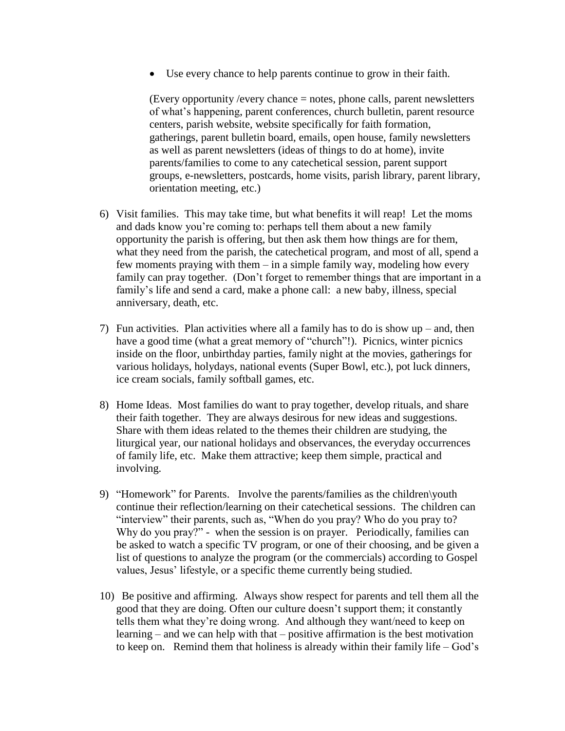- Use every chance to help parents continue to grow in their faith.

  (Every opportunity /every chance = notes, phone calls, parent newsletters of what's happening, parent conferences, church bulletin, parent resource centers, parish website, website specifically for faith formation, gatherings, parent bulletin board, emails, open house, family newsletters as well as parent newsletters (ideas of things to do at home), invite parents/families to come to any catechetical session, parent support groups, e-newsletters, postcards, home visits, parish library, parent library, orientation meeting, etc.)

6) Visit families. This may take time, but what benefits it will reap! Let the moms and dads know you're coming to: perhaps tell them about a new family opportunity the parish is offering, but then ask them how things are for them, what they need from the parish, the catechetical program, and most of all, spend a few moments praying with them – in a simple family way, modeling how every family can pray together. (Don't forget to remember things that are important in a family's life and send a card, make a phone call: a new baby, illness, special anniversary, death, etc.

7) Fun activities. Plan activities where all a family has to do is show up – and, then have a good time (what a great memory of "church"!). Picnics, winter picnics inside on the floor, unbirthday parties, family night at the movies, gatherings for various holidays, holydays, national events (Super Bowl, etc.), pot luck dinners, ice cream socials, family softball games, etc.

8) Home Ideas. Most families do want to pray together, develop rituals, and share their faith together. They are always desirous for new ideas and suggestions. Share with them ideas related to the themes their children are studying, the liturgical year, our national holidays and observances, the everyday occurrences of family life, etc. Make them attractive; keep them simple, practical and involving.

9) "Homework" for Parents. Involve the parents/families as the children\youth continue their reflection/learning on their catechetical sessions. The children can "interview" their parents, such as, "When do you pray? Who do you pray to? Why do you pray?" - when the session is on prayer. Periodically, families can be asked to watch a specific TV program, or one of their choosing, and be given a list of questions to analyze the program (or the commercials) according to Gospel values, Jesus' lifestyle, or a specific theme currently being studied.

10) Be positive and affirming. Always show respect for parents and tell them all the good that they are doing. Often our culture doesn't support them; it constantly tells them what they're doing wrong. And although they want/need to keep on learning – and we can help with that – positive affirmation is the best motivation to keep on. Remind them that holiness is already within their family life – God's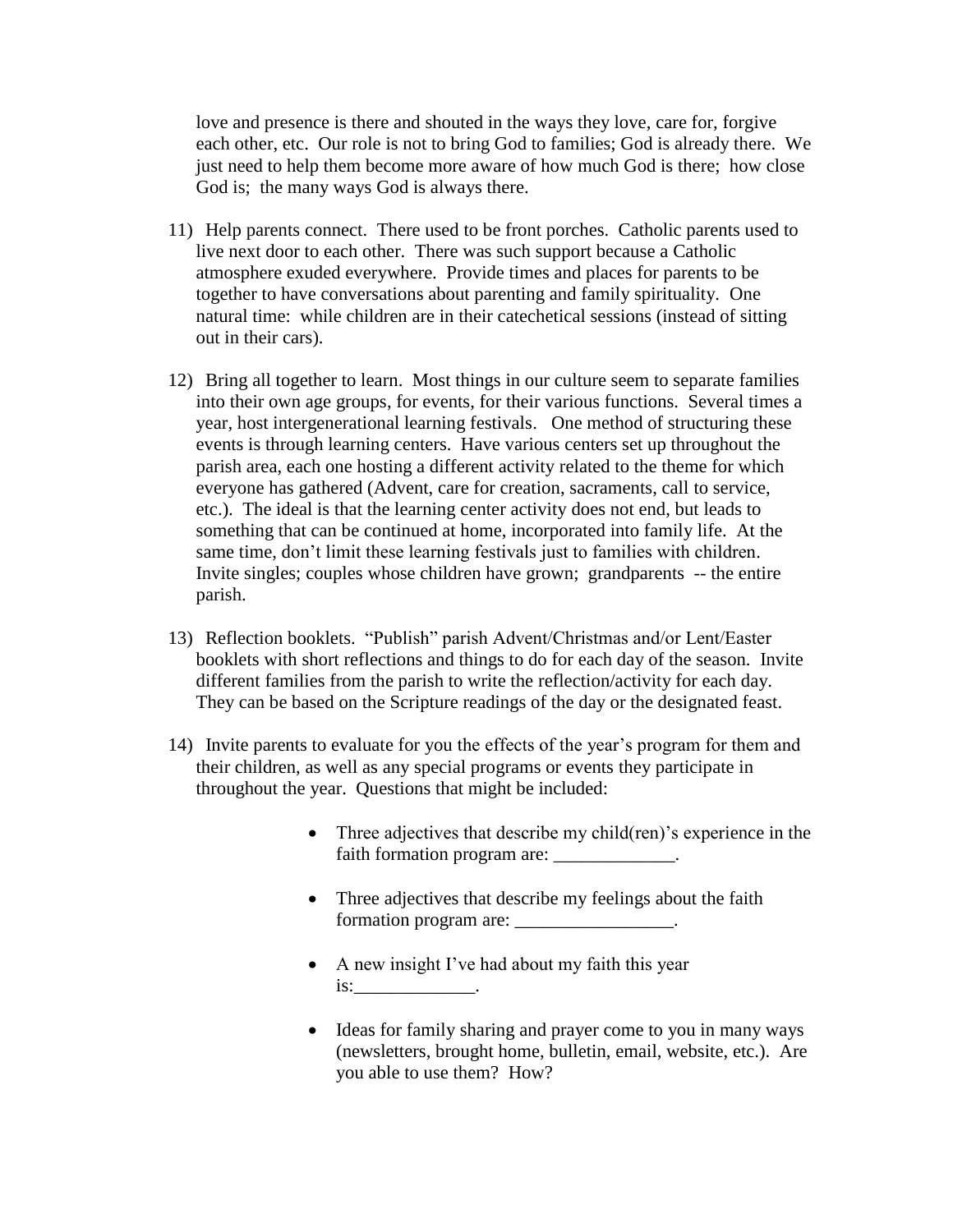love and presence is there and shouted in the ways they love, care for, forgive each other, etc. Our role is not to bring God to families; God is already there. We just need to help them become more aware of how much God is there; how close God is; the many ways God is always there.

11) Help parents connect. There used to be front porches. Catholic parents used to live next door to each other. There was such support because a Catholic atmosphere exuded everywhere. Provide times and places for parents to be together to have conversations about parenting and family spirituality. One natural time: while children are in their catechetical sessions (instead of sitting out in their cars).

12) Bring all together to learn. Most things in our culture seem to separate families into their own age groups, for events, for their various functions. Several times a year, host intergenerational learning festivals. One method of structuring these events is through learning centers. Have various centers set up throughout the parish area, each one hosting a different activity related to the theme for which everyone has gathered (Advent, care for creation, sacraments, call to service, etc.). The ideal is that the learning center activity does not end, but leads to something that can be continued at home, incorporated into family life. At the same time, don't limit these learning festivals just to families with children. Invite singles; couples whose children have grown; grandparents -- the entire parish.

13) Reflection booklets. "Publish" parish Advent/Christmas and/or Lent/Easter booklets with short reflections and things to do for each day of the season. Invite different families from the parish to write the reflection/activity for each day. They can be based on the Scripture readings of the day or the designated feast.

14) Invite parents to evaluate for you the effects of the year's program for them and their children, as well as any special programs or events they participate in throughout the year. Questions that might be included:

- Three adjectives that describe my child(ren)'s experience in the faith formation program are: _____________.

- Three adjectives that describe my feelings about the faith formation program are: _________________.

- A new insight I've had about my faith this year is:_____________.

- Ideas for family sharing and prayer come to you in many ways (newsletters, brought home, bulletin, email, website, etc.). Are you able to use them? How?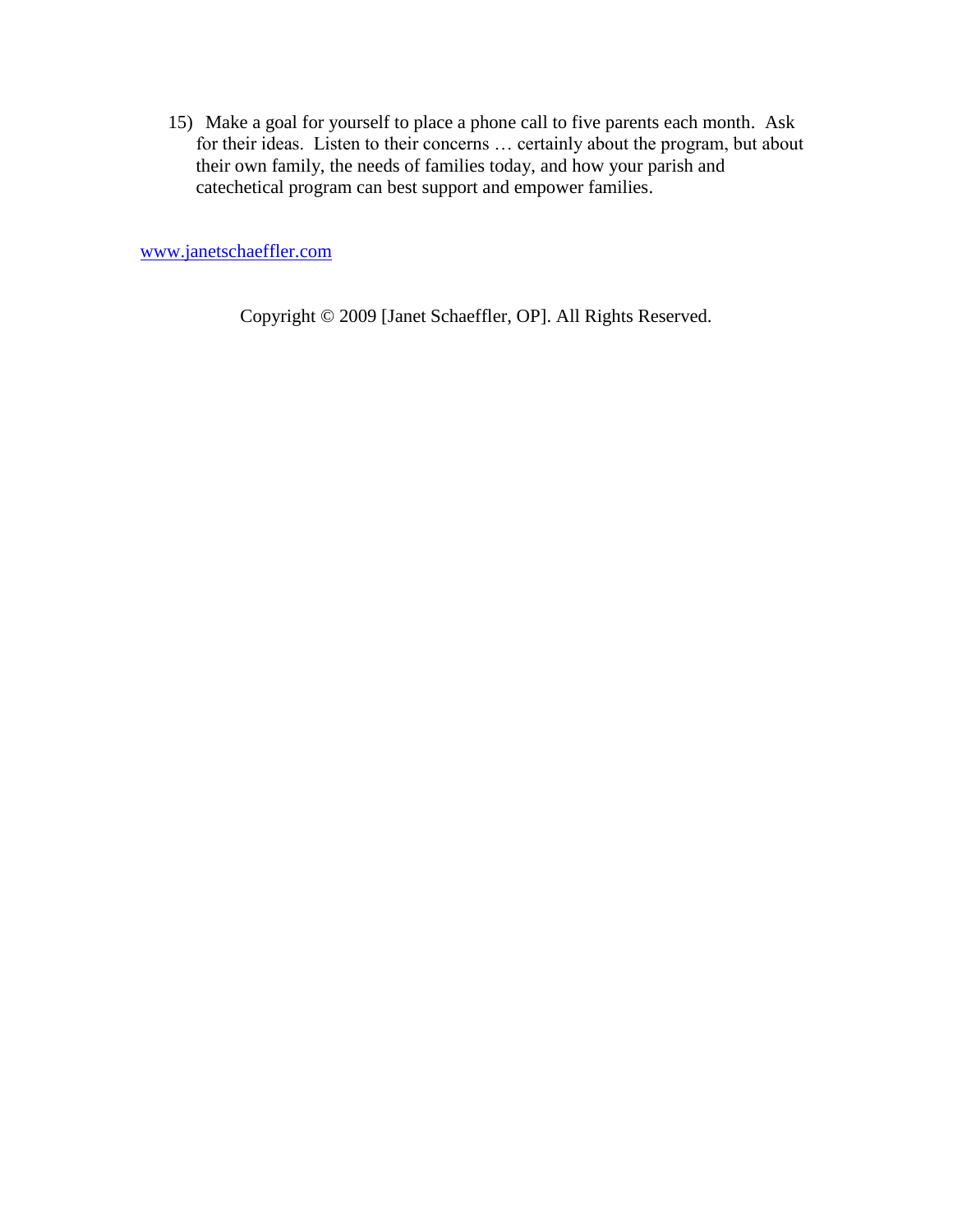15) Make a goal for yourself to place a phone call to five parents each month. Ask for their ideas. Listen to their concerns … certainly about the program, but about their own family, the needs of families today, and how your parish and catechetical program can best support and empower families.

www.janetschaeffler.com

Copyright © 2009 [Janet Schaeffler, OP]. All Rights Reserved.